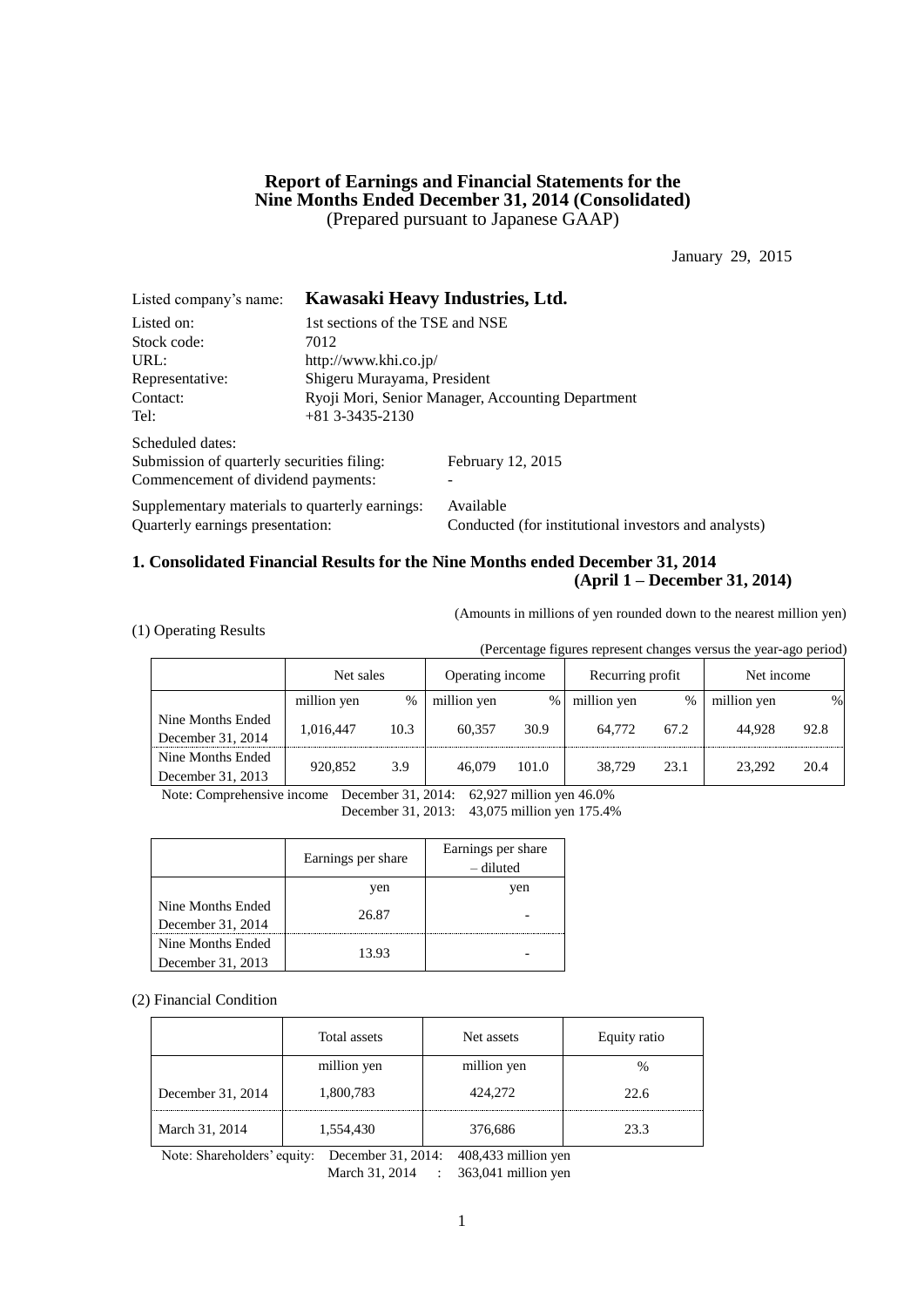# Report of Earnings and Financial Statements for the Nine Months Ended December 31, 2014 (Consolidated)

(Prepared pursuant to Japanese GAAP)

January 29, 2015

Listed company's name: **Kawasaki Heavy Industries, Ltd.**

Listed on: 1st sections of the TSE and NSE
Stock code: 7012
URL: http://www.khi.co.jp/
Representative: Shigeru Murayama, President
Contact: Ryoji Mori, Senior Manager, Accounting Department
Tel: +81 3-3435-2130

Scheduled dates:
Submission of quarterly securities filing: February 12, 2015
Commencement of dividend payments: -

Supplementary materials to quarterly earnings: Available
Quarterly earnings presentation: Conducted (for institutional investors and analysts)

## 1. Consolidated Financial Results for the Nine Months ended December 31, 2014 (April 1 – December 31, 2014)

(Amounts in millions of yen rounded down to the nearest million yen)

(1) Operating Results

(Percentage figures represent changes versus the year-ago period)

| | Net sales | | Operating income | | Recurring profit | | Net income | |
|---|---|---|---|---|---|---|---|---|
| | million yen | % | million yen | % | million yen | % | million yen | % |
| Nine Months Ended December 31, 2014 | 1,016,447 | 10.3 | 60,357 | 30.9 | 64,772 | 67.2 | 44,928 | 92.8 |
| Nine Months Ended December 31, 2013 | 920,852 | 3.9 | 46,079 | 101.0 | 38,729 | 23.1 | 23,292 | 20.4 |

Note: Comprehensive income December 31, 2014: 62,927 million yen 46.0%
December 31, 2013: 43,075 million yen 175.4%

| | Earnings per share | Earnings per share – diluted |
|---|---|---|
| | yen | yen |
| Nine Months Ended December 31, 2014 | 26.87 | - |
| Nine Months Ended December 31, 2013 | 13.93 | - |

(2) Financial Condition

| | Total assets | Net assets | Equity ratio |
|---|---|---|---|
| | million yen | million yen | % |
| December 31, 2014 | 1,800,783 | 424,272 | 22.6 |
| March 31, 2014 | 1,554,430 | 376,686 | 23.3 |

Note: Shareholders' equity: December 31, 2014: 408,433 million yen
March 31, 2014 : 363,041 million yen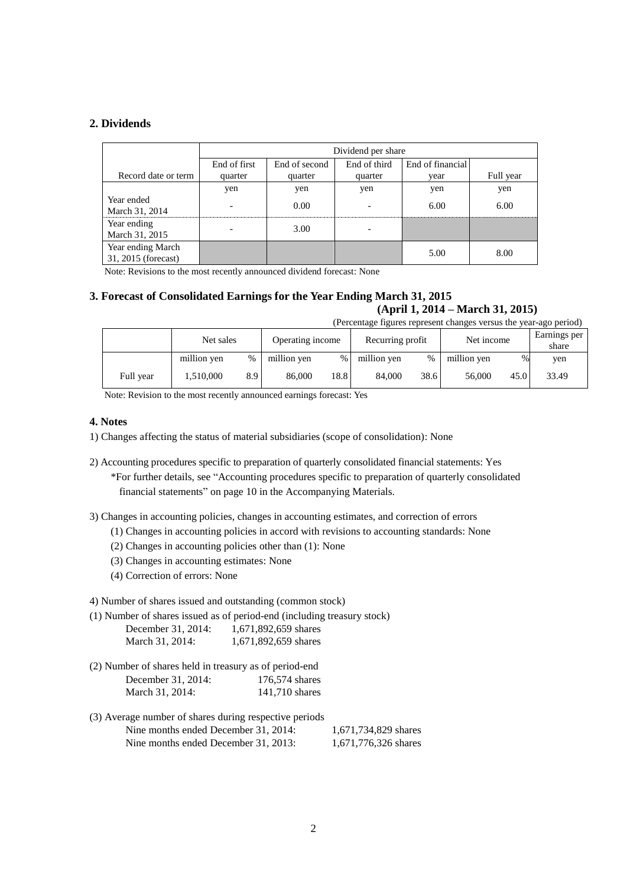## 2. Dividends

| Record date or term | Dividend per share | | | | |
|---|---|---|---|---|---|
| | End of first quarter | End of second quarter | End of third quarter | End of financial year | Full year |
| | yen | yen | yen | yen | yen |
| Year ended March 31, 2014 | - | 0.00 | - | 6.00 | 6.00 |
| Year ending March 31, 2015 | - | 3.00 | - | | |
| Year ending March 31, 2015 (forecast) | | | | 5.00 | 8.00 |

Note: Revisions to the most recently announced dividend forecast: None

## 3. Forecast of Consolidated Earnings for the Year Ending March 31, 2015

**(April 1, 2014 – March 31, 2015)**

(Percentage figures represent changes versus the year-ago period)

| | Net sales | | Operating income | | Recurring profit | | Net income | | Earnings per share |
|---|---|---|---|---|---|---|---|---|---|
| | million yen | % | million yen | % | million yen | % | million yen | % | yen |
| Full year | 1,510,000 | 8.9 | 86,000 | 18.8 | 84,000 | 38.6 | 56,000 | 45.0 | 33.49 |

Note: Revision to the most recently announced earnings forecast: Yes

### 4. Notes

1) Changes affecting the status of material subsidiaries (scope of consolidation): None

2) Accounting procedures specific to preparation of quarterly consolidated financial statements: Yes
*For further details, see "Accounting procedures specific to preparation of quarterly consolidated financial statements" on page 10 in the Accompanying Materials.

3) Changes in accounting policies, changes in accounting estimates, and correction of errors
(1) Changes in accounting policies in accord with revisions to accounting standards: None
(2) Changes in accounting policies other than (1): None
(3) Changes in accounting estimates: None
(4) Correction of errors: None

4) Number of shares issued and outstanding (common stock)

(1) Number of shares issued as of period-end (including treasury stock)
December 31, 2014: 1,671,892,659 shares
March 31, 2014: 1,671,892,659 shares

(2) Number of shares held in treasury as of period-end
December 31, 2014: 176,574 shares
March 31, 2014: 141,710 shares

(3) Average number of shares during respective periods
Nine months ended December 31, 2014: 1,671,734,829 shares
Nine months ended December 31, 2013: 1,671,776,326 shares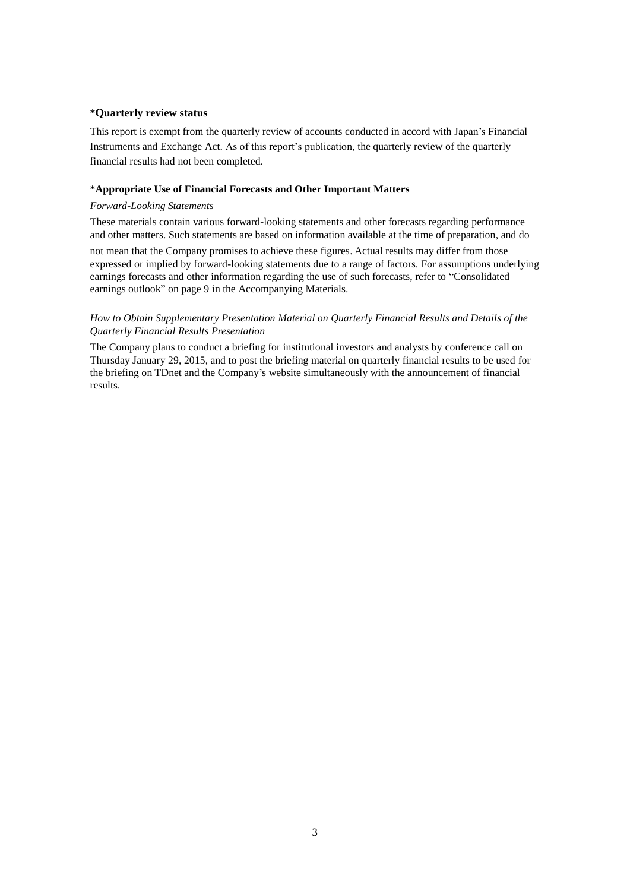**\*Quarterly review status**

This report is exempt from the quarterly review of accounts conducted in accord with Japan's Financial Instruments and Exchange Act. As of this report's publication, the quarterly review of the quarterly financial results had not been completed.

**\*Appropriate Use of Financial Forecasts and Other Important Matters**

*Forward-Looking Statements*

These materials contain various forward-looking statements and other forecasts regarding performance and other matters. Such statements are based on information available at the time of preparation, and do not mean that the Company promises to achieve these figures. Actual results may differ from those expressed or implied by forward-looking statements due to a range of factors. For assumptions underlying earnings forecasts and other information regarding the use of such forecasts, refer to "Consolidated earnings outlook" on page 9 in the Accompanying Materials.

*How to Obtain Supplementary Presentation Material on Quarterly Financial Results and Details of the Quarterly Financial Results Presentation*

The Company plans to conduct a briefing for institutional investors and analysts by conference call on Thursday January 29, 2015, and to post the briefing material on quarterly financial results to be used for the briefing on TDnet and the Company's website simultaneously with the announcement of financial results.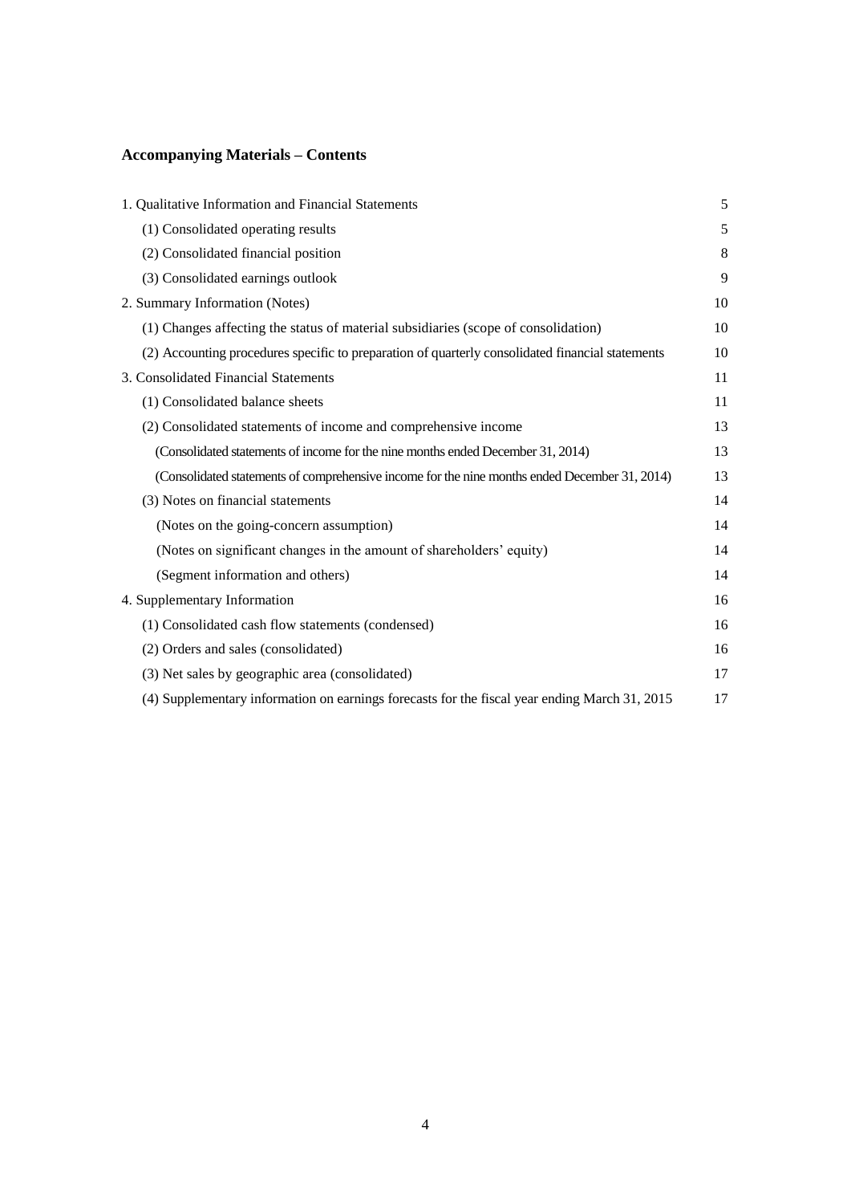## Accompanying Materials – Contents

| | |
|---|---|
| 1. Qualitative Information and Financial Statements | 5 |
| (1) Consolidated operating results | 5 |
| (2) Consolidated financial position | 8 |
| (3) Consolidated earnings outlook | 9 |
| 2. Summary Information (Notes) | 10 |
| (1) Changes affecting the status of material subsidiaries (scope of consolidation) | 10 |
| (2) Accounting procedures specific to preparation of quarterly consolidated financial statements | 10 |
| 3. Consolidated Financial Statements | 11 |
| (1) Consolidated balance sheets | 11 |
| (2) Consolidated statements of income and comprehensive income | 13 |
| (Consolidated statements of income for the nine months ended December 31, 2014) | 13 |
| (Consolidated statements of comprehensive income for the nine months ended December 31, 2014) | 13 |
| (3) Notes on financial statements | 14 |
| (Notes on the going-concern assumption) | 14 |
| (Notes on significant changes in the amount of shareholders' equity) | 14 |
| (Segment information and others) | 14 |
| 4. Supplementary Information | 16 |
| (1) Consolidated cash flow statements (condensed) | 16 |
| (2) Orders and sales (consolidated) | 16 |
| (3) Net sales by geographic area (consolidated) | 17 |
| (4) Supplementary information on earnings forecasts for the fiscal year ending March 31, 2015 | 17 |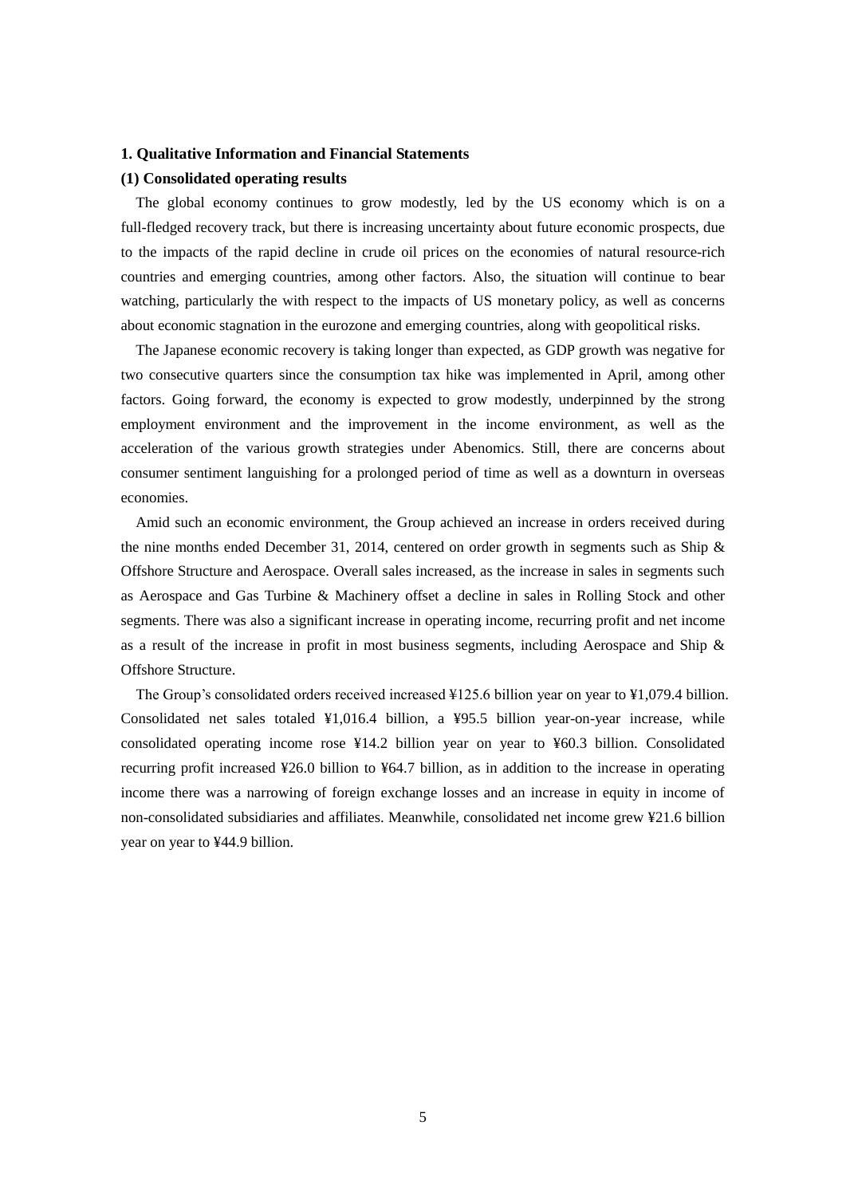### 1. Qualitative Information and Financial Statements

#### (1) Consolidated operating results

The global economy continues to grow modestly, led by the US economy which is on a full-fledged recovery track, but there is increasing uncertainty about future economic prospects, due to the impacts of the rapid decline in crude oil prices on the economies of natural resource-rich countries and emerging countries, among other factors. Also, the situation will continue to bear watching, particularly the with respect to the impacts of US monetary policy, as well as concerns about economic stagnation in the eurozone and emerging countries, along with geopolitical risks.

The Japanese economic recovery is taking longer than expected, as GDP growth was negative for two consecutive quarters since the consumption tax hike was implemented in April, among other factors. Going forward, the economy is expected to grow modestly, underpinned by the strong employment environment and the improvement in the income environment, as well as the acceleration of the various growth strategies under Abenomics. Still, there are concerns about consumer sentiment languishing for a prolonged period of time as well as a downturn in overseas economies.

Amid such an economic environment, the Group achieved an increase in orders received during the nine months ended December 31, 2014, centered on order growth in segments such as Ship & Offshore Structure and Aerospace. Overall sales increased, as the increase in sales in segments such as Aerospace and Gas Turbine & Machinery offset a decline in sales in Rolling Stock and other segments. There was also a significant increase in operating income, recurring profit and net income as a result of the increase in profit in most business segments, including Aerospace and Ship & Offshore Structure.

The Group's consolidated orders received increased ¥125.6 billion year on year to ¥1,079.4 billion. Consolidated net sales totaled ¥1,016.4 billion, a ¥95.5 billion year-on-year increase, while consolidated operating income rose ¥14.2 billion year on year to ¥60.3 billion. Consolidated recurring profit increased ¥26.0 billion to ¥64.7 billion, as in addition to the increase in operating income there was a narrowing of foreign exchange losses and an increase in equity in income of non-consolidated subsidiaries and affiliates. Meanwhile, consolidated net income grew ¥21.6 billion year on year to ¥44.9 billion.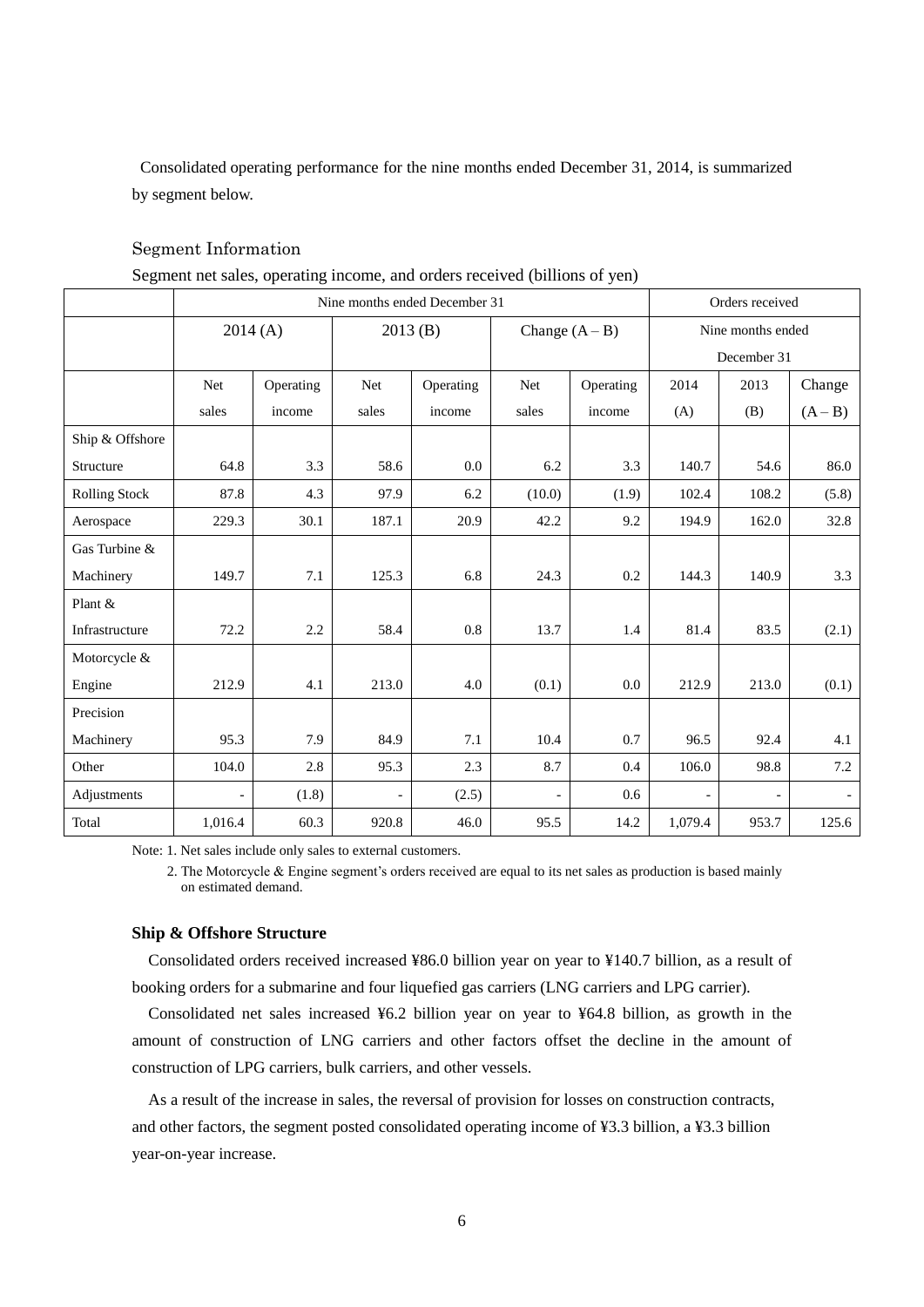Consolidated operating performance for the nine months ended December 31, 2014, is summarized by segment below.

## Segment Information

Segment net sales, operating income, and orders received (billions of yen)

| | Nine months ended December 31 | | | | | | Orders received | | |
|---|---|---|---|---|---|---|---|---|---|
| | 2014 (A) | | 2013 (B) | | Change (A – B) | | Nine months ended December 31 | | |
| | Net sales | Operating income | Net sales | Operating income | Net sales | Operating income | 2014 (A) | 2013 (B) | Change (A – B) |
| Ship & Offshore Structure | 64.8 | 3.3 | 58.6 | 0.0 | 6.2 | 3.3 | 140.7 | 54.6 | 86.0 |
| Rolling Stock | 87.8 | 4.3 | 97.9 | 6.2 | (10.0) | (1.9) | 102.4 | 108.2 | (5.8) |
| Aerospace | 229.3 | 30.1 | 187.1 | 20.9 | 42.2 | 9.2 | 194.9 | 162.0 | 32.8 |
| Gas Turbine & Machinery | 149.7 | 7.1 | 125.3 | 6.8 | 24.3 | 0.2 | 144.3 | 140.9 | 3.3 |
| Plant & Infrastructure | 72.2 | 2.2 | 58.4 | 0.8 | 13.7 | 1.4 | 81.4 | 83.5 | (2.1) |
| Motorcycle & Engine | 212.9 | 4.1 | 213.0 | 4.0 | (0.1) | 0.0 | 212.9 | 213.0 | (0.1) |
| Precision Machinery | 95.3 | 7.9 | 84.9 | 7.1 | 10.4 | 0.7 | 96.5 | 92.4 | 4.1 |
| Other | 104.0 | 2.8 | 95.3 | 2.3 | 8.7 | 0.4 | 106.0 | 98.8 | 7.2 |
| Adjustments | - | (1.8) | - | (2.5) | - | 0.6 | - | - | - |
| Total | 1,016.4 | 60.3 | 920.8 | 46.0 | 95.5 | 14.2 | 1,079.4 | 953.7 | 125.6 |

Note: 1. Net sales include only sales to external customers.

2. The Motorcycle & Engine segment's orders received are equal to its net sales as production is based mainly on estimated demand.

**Ship & Offshore Structure**

Consolidated orders received increased ¥86.0 billion year on year to ¥140.7 billion, as a result of booking orders for a submarine and four liquefied gas carriers (LNG carriers and LPG carrier).

Consolidated net sales increased ¥6.2 billion year on year to ¥64.8 billion, as growth in the amount of construction of LNG carriers and other factors offset the decline in the amount of construction of LPG carriers, bulk carriers, and other vessels.

As a result of the increase in sales, the reversal of provision for losses on construction contracts, and other factors, the segment posted consolidated operating income of ¥3.3 billion, a ¥3.3 billion year-on-year increase.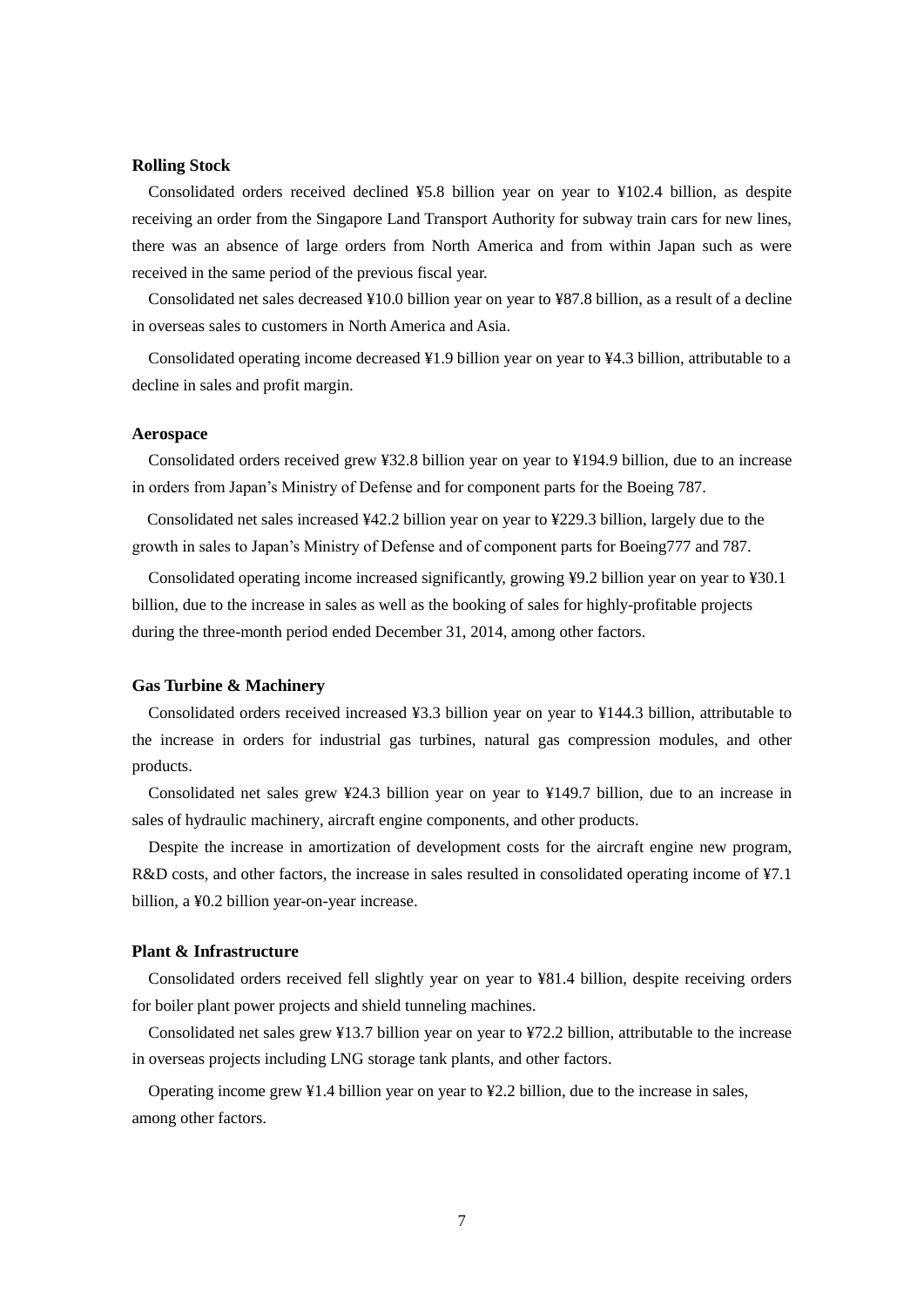**Rolling Stock**

Consolidated orders received declined ¥5.8 billion year on year to ¥102.4 billion, as despite receiving an order from the Singapore Land Transport Authority for subway train cars for new lines, there was an absence of large orders from North America and from within Japan such as were received in the same period of the previous fiscal year.

Consolidated net sales decreased ¥10.0 billion year on year to ¥87.8 billion, as a result of a decline in overseas sales to customers in North America and Asia.

Consolidated operating income decreased ¥1.9 billion year on year to ¥4.3 billion, attributable to a decline in sales and profit margin.

**Aerospace**

Consolidated orders received grew ¥32.8 billion year on year to ¥194.9 billion, due to an increase in orders from Japan's Ministry of Defense and for component parts for the Boeing 787.

Consolidated net sales increased ¥42.2 billion year on year to ¥229.3 billion, largely due to the growth in sales to Japan's Ministry of Defense and of component parts for Boeing777 and 787.

Consolidated operating income increased significantly, growing ¥9.2 billion year on year to ¥30.1 billion, due to the increase in sales as well as the booking of sales for highly-profitable projects during the three-month period ended December 31, 2014, among other factors.

**Gas Turbine & Machinery**

Consolidated orders received increased ¥3.3 billion year on year to ¥144.3 billion, attributable to the increase in orders for industrial gas turbines, natural gas compression modules, and other products.

Consolidated net sales grew ¥24.3 billion year on year to ¥149.7 billion, due to an increase in sales of hydraulic machinery, aircraft engine components, and other products.

Despite the increase in amortization of development costs for the aircraft engine new program, R&D costs, and other factors, the increase in sales resulted in consolidated operating income of ¥7.1 billion, a ¥0.2 billion year-on-year increase.

**Plant & Infrastructure**

Consolidated orders received fell slightly year on year to ¥81.4 billion, despite receiving orders for boiler plant power projects and shield tunneling machines.

Consolidated net sales grew ¥13.7 billion year on year to ¥72.2 billion, attributable to the increase in overseas projects including LNG storage tank plants, and other factors.

Operating income grew ¥1.4 billion year on year to ¥2.2 billion, due to the increase in sales, among other factors.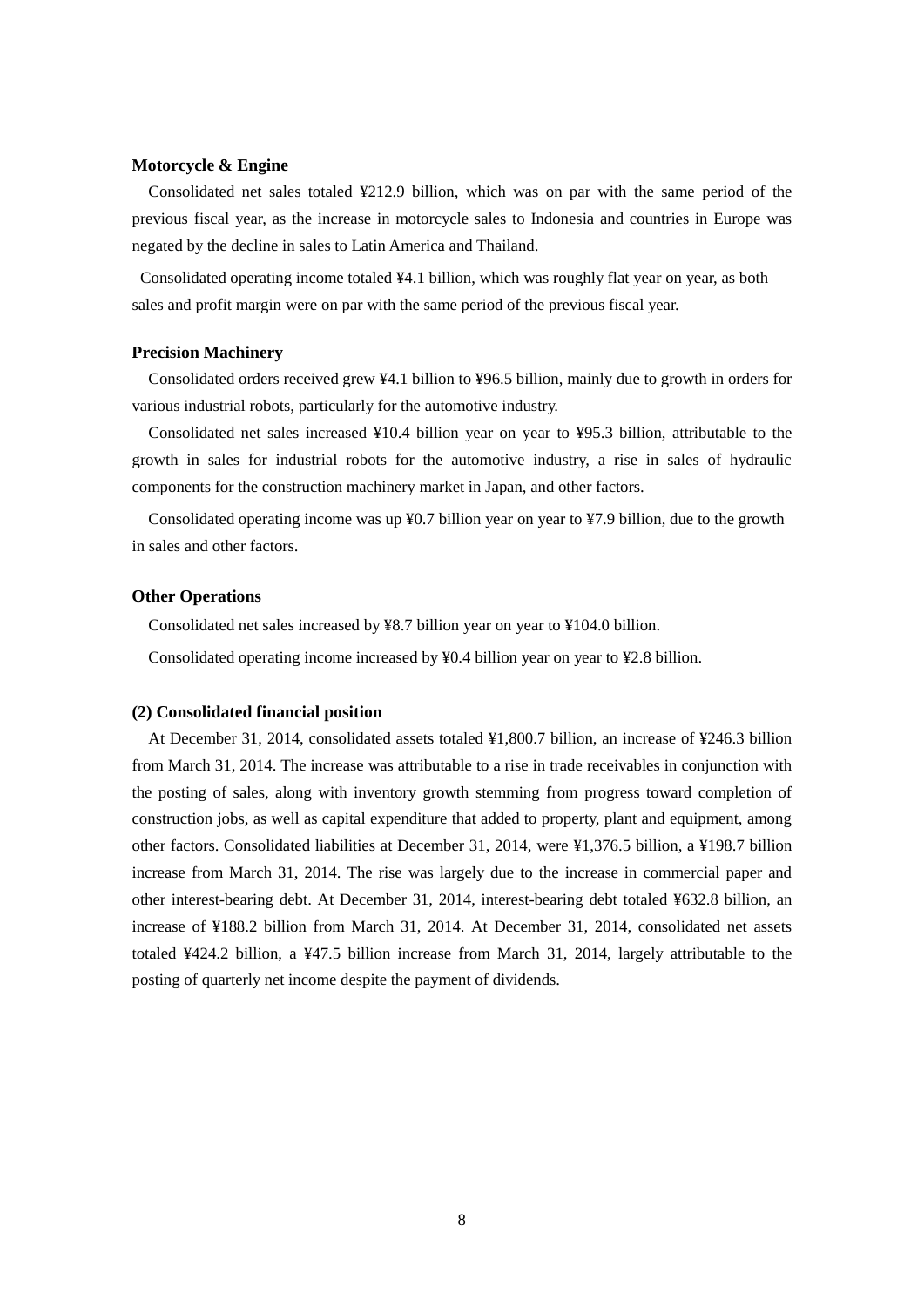### Motorcycle & Engine

Consolidated net sales totaled ¥212.9 billion, which was on par with the same period of the previous fiscal year, as the increase in motorcycle sales to Indonesia and countries in Europe was negated by the decline in sales to Latin America and Thailand.

Consolidated operating income totaled ¥4.1 billion, which was roughly flat year on year, as both sales and profit margin were on par with the same period of the previous fiscal year.

### Precision Machinery

Consolidated orders received grew ¥4.1 billion to ¥96.5 billion, mainly due to growth in orders for various industrial robots, particularly for the automotive industry.

Consolidated net sales increased ¥10.4 billion year on year to ¥95.3 billion, attributable to the growth in sales for industrial robots for the automotive industry, a rise in sales of hydraulic components for the construction machinery market in Japan, and other factors.

Consolidated operating income was up ¥0.7 billion year on year to ¥7.9 billion, due to the growth in sales and other factors.

### Other Operations

Consolidated net sales increased by ¥8.7 billion year on year to ¥104.0 billion.

Consolidated operating income increased by ¥0.4 billion year on year to ¥2.8 billion.

### (2) Consolidated financial position

At December 31, 2014, consolidated assets totaled ¥1,800.7 billion, an increase of ¥246.3 billion from March 31, 2014. The increase was attributable to a rise in trade receivables in conjunction with the posting of sales, along with inventory growth stemming from progress toward completion of construction jobs, as well as capital expenditure that added to property, plant and equipment, among other factors. Consolidated liabilities at December 31, 2014, were ¥1,376.5 billion, a ¥198.7 billion increase from March 31, 2014. The rise was largely due to the increase in commercial paper and other interest-bearing debt. At December 31, 2014, interest-bearing debt totaled ¥632.8 billion, an increase of ¥188.2 billion from March 31, 2014. At December 31, 2014, consolidated net assets totaled ¥424.2 billion, a ¥47.5 billion increase from March 31, 2014, largely attributable to the posting of quarterly net income despite the payment of dividends.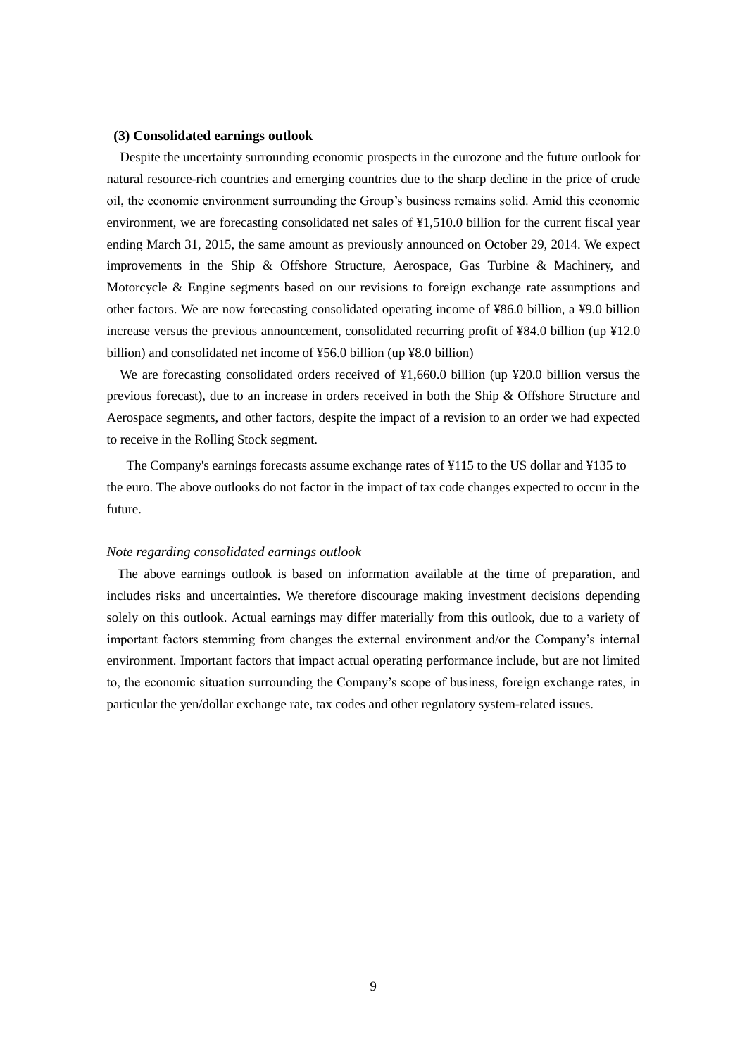### (3) Consolidated earnings outlook

Despite the uncertainty surrounding economic prospects in the eurozone and the future outlook for natural resource-rich countries and emerging countries due to the sharp decline in the price of crude oil, the economic environment surrounding the Group's business remains solid. Amid this economic environment, we are forecasting consolidated net sales of ¥1,510.0 billion for the current fiscal year ending March 31, 2015, the same amount as previously announced on October 29, 2014. We expect improvements in the Ship & Offshore Structure, Aerospace, Gas Turbine & Machinery, and Motorcycle & Engine segments based on our revisions to foreign exchange rate assumptions and other factors. We are now forecasting consolidated operating income of ¥86.0 billion, a ¥9.0 billion increase versus the previous announcement, consolidated recurring profit of ¥84.0 billion (up ¥12.0 billion) and consolidated net income of ¥56.0 billion (up ¥8.0 billion)

We are forecasting consolidated orders received of ¥1,660.0 billion (up ¥20.0 billion versus the previous forecast), due to an increase in orders received in both the Ship & Offshore Structure and Aerospace segments, and other factors, despite the impact of a revision to an order we had expected to receive in the Rolling Stock segment.

The Company's earnings forecasts assume exchange rates of ¥115 to the US dollar and ¥135 to the euro. The above outlooks do not factor in the impact of tax code changes expected to occur in the future.

*Note regarding consolidated earnings outlook*

The above earnings outlook is based on information available at the time of preparation, and includes risks and uncertainties. We therefore discourage making investment decisions depending solely on this outlook. Actual earnings may differ materially from this outlook, due to a variety of important factors stemming from changes the external environment and/or the Company's internal environment. Important factors that impact actual operating performance include, but are not limited to, the economic situation surrounding the Company's scope of business, foreign exchange rates, in particular the yen/dollar exchange rate, tax codes and other regulatory system-related issues.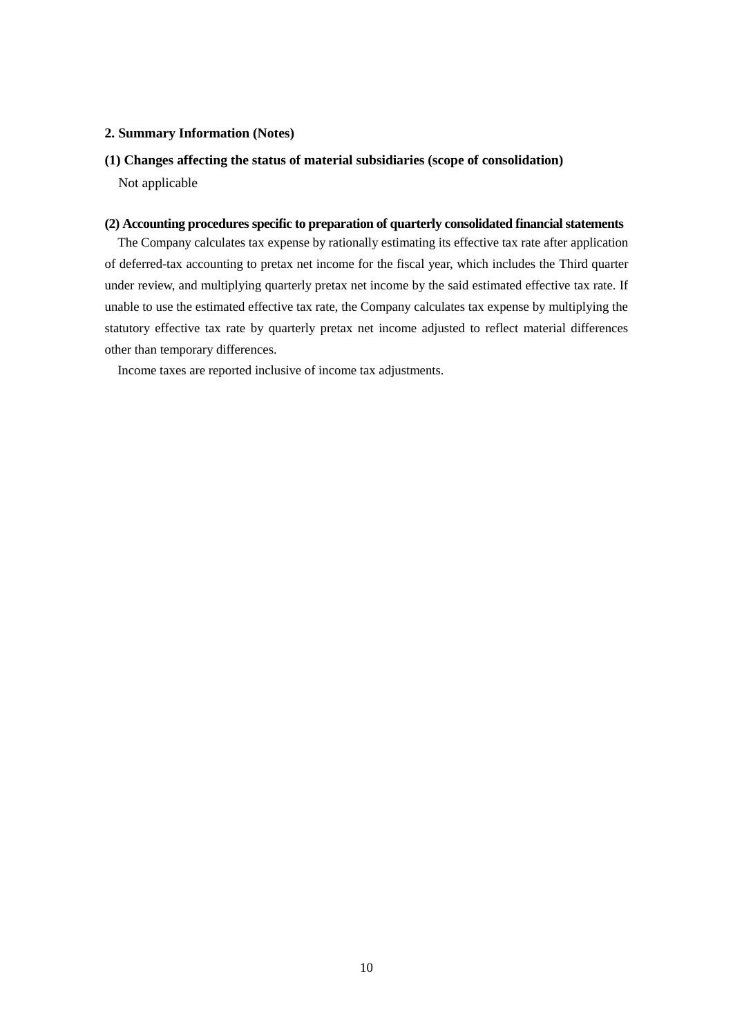## 2. Summary Information (Notes)

### (1) Changes affecting the status of material subsidiaries (scope of consolidation)

Not applicable

### (2) Accounting procedures specific to preparation of quarterly consolidated financial statements

The Company calculates tax expense by rationally estimating its effective tax rate after application of deferred-tax accounting to pretax net income for the fiscal year, which includes the Third quarter under review, and multiplying quarterly pretax net income by the said estimated effective tax rate. If unable to use the estimated effective tax rate, the Company calculates tax expense by multiplying the statutory effective tax rate by quarterly pretax net income adjusted to reflect material differences other than temporary differences.

Income taxes are reported inclusive of income tax adjustments.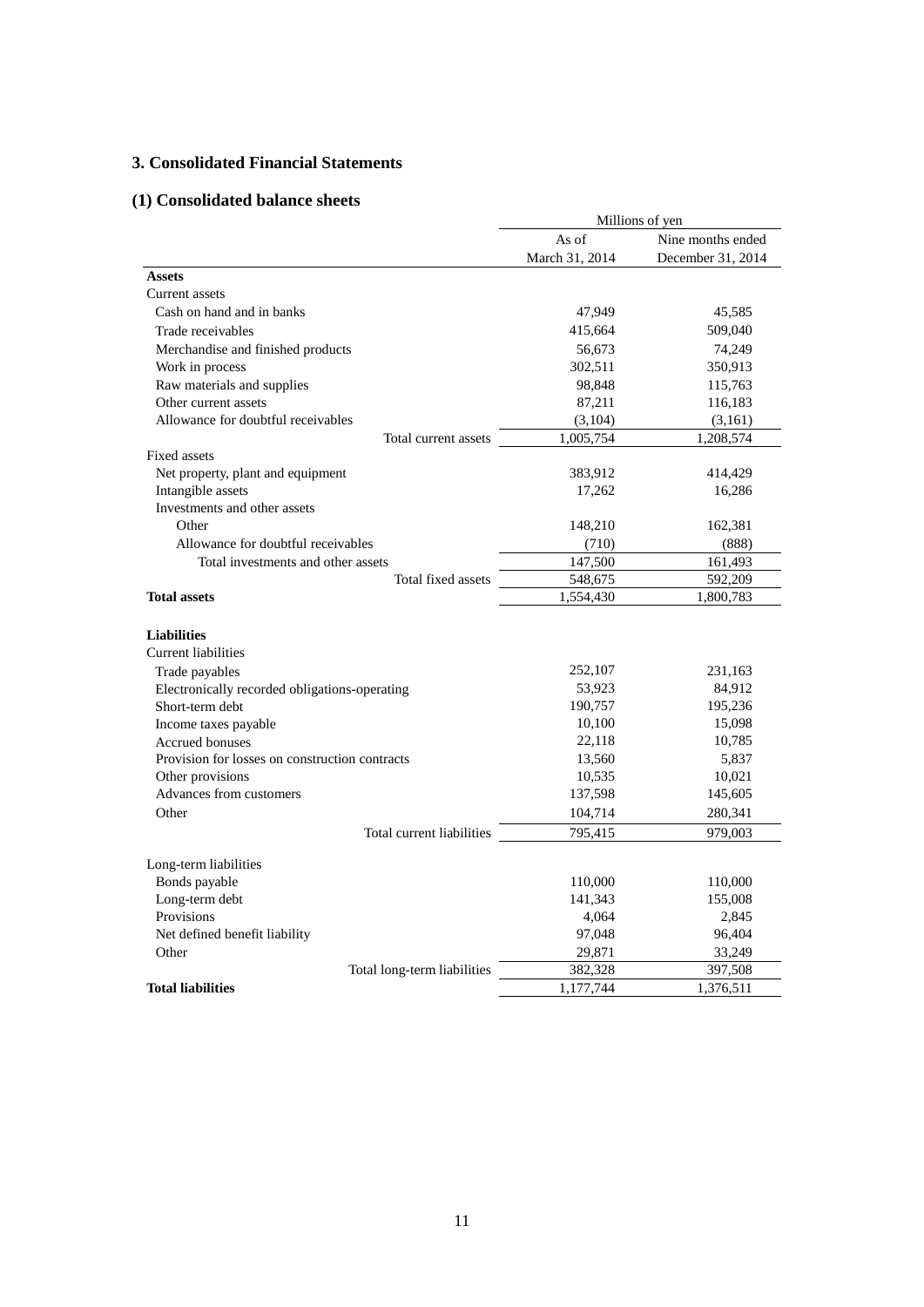## 3. Consolidated Financial Statements

### (1) Consolidated balance sheets

| | Millions of yen | |
|---|---|---|
| | As of March 31, 2014 | Nine months ended December 31, 2014 |
| **Assets** | | |
| Current assets | | |
| Cash on hand and in banks | 47,949 | 45,585 |
| Trade receivables | 415,664 | 509,040 |
| Merchandise and finished products | 56,673 | 74,249 |
| Work in process | 302,511 | 350,913 |
| Raw materials and supplies | 98,848 | 115,763 |
| Other current assets | 87,211 | 116,183 |
| Allowance for doubtful receivables | (3,104) | (3,161) |
| Total current assets | 1,005,754 | 1,208,574 |
| Fixed assets | | |
| Net property, plant and equipment | 383,912 | 414,429 |
| Intangible assets | 17,262 | 16,286 |
| Investments and other assets | | |
| Other | 148,210 | 162,381 |
| Allowance for doubtful receivables | (710) | (888) |
| Total investments and other assets | 147,500 | 161,493 |
| Total fixed assets | 548,675 | 592,209 |
| **Total assets** | 1,554,430 | 1,800,783 |
| | | |
| **Liabilities** | | |
| Current liabilities | | |
| Trade payables | 252,107 | 231,163 |
| Electronically recorded obligations-operating | 53,923 | 84,912 |
| Short-term debt | 190,757 | 195,236 |
| Income taxes payable | 10,100 | 15,098 |
| Accrued bonuses | 22,118 | 10,785 |
| Provision for losses on construction contracts | 13,560 | 5,837 |
| Other provisions | 10,535 | 10,021 |
| Advances from customers | 137,598 | 145,605 |
| Other | 104,714 | 280,341 |
| Total current liabilities | 795,415 | 979,003 |
| | | |
| Long-term liabilities | | |
| Bonds payable | 110,000 | 110,000 |
| Long-term debt | 141,343 | 155,008 |
| Provisions | 4,064 | 2,845 |
| Net defined benefit liability | 97,048 | 96,404 |
| Other | 29,871 | 33,249 |
| Total long-term liabilities | 382,328 | 397,508 |
| **Total liabilities** | 1,177,744 | 1,376,511 |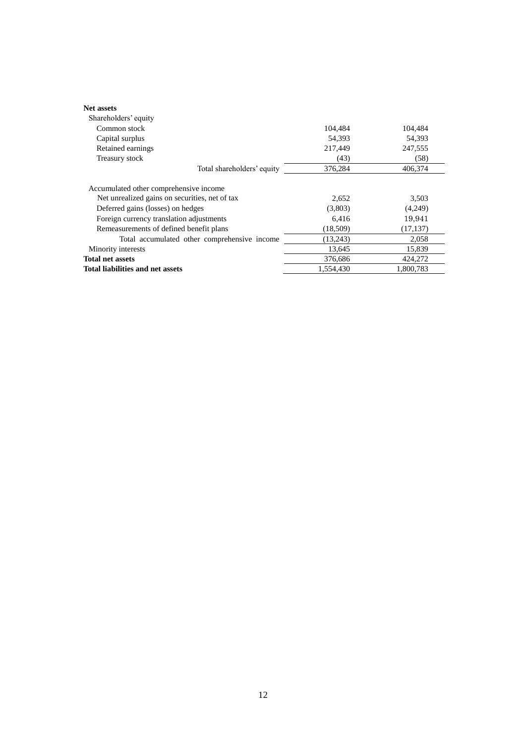| | | |
|---|---|---|
| **Net assets** | | |
| Shareholders' equity | | |
| Common stock | 104,484 | 104,484 |
| Capital surplus | 54,393 | 54,393 |
| Retained earnings | 217,449 | 247,555 |
| Treasury stock | (43) | (58) |
| Total shareholders' equity | 376,284 | 406,374 |
| Accumulated other comprehensive income | | |
| Net unrealized gains on securities, net of tax | 2,652 | 3,503 |
| Deferred gains (losses) on hedges | (3,803) | (4,249) |
| Foreign currency translation adjustments | 6,416 | 19,941 |
| Remeasurements of defined benefit plans | (18,509) | (17,137) |
| Total accumulated other comprehensive income | (13,243) | 2,058 |
| Minority interests | 13,645 | 15,839 |
| **Total net assets** | 376,686 | 424,272 |
| **Total liabilities and net assets** | 1,554,430 | 1,800,783 |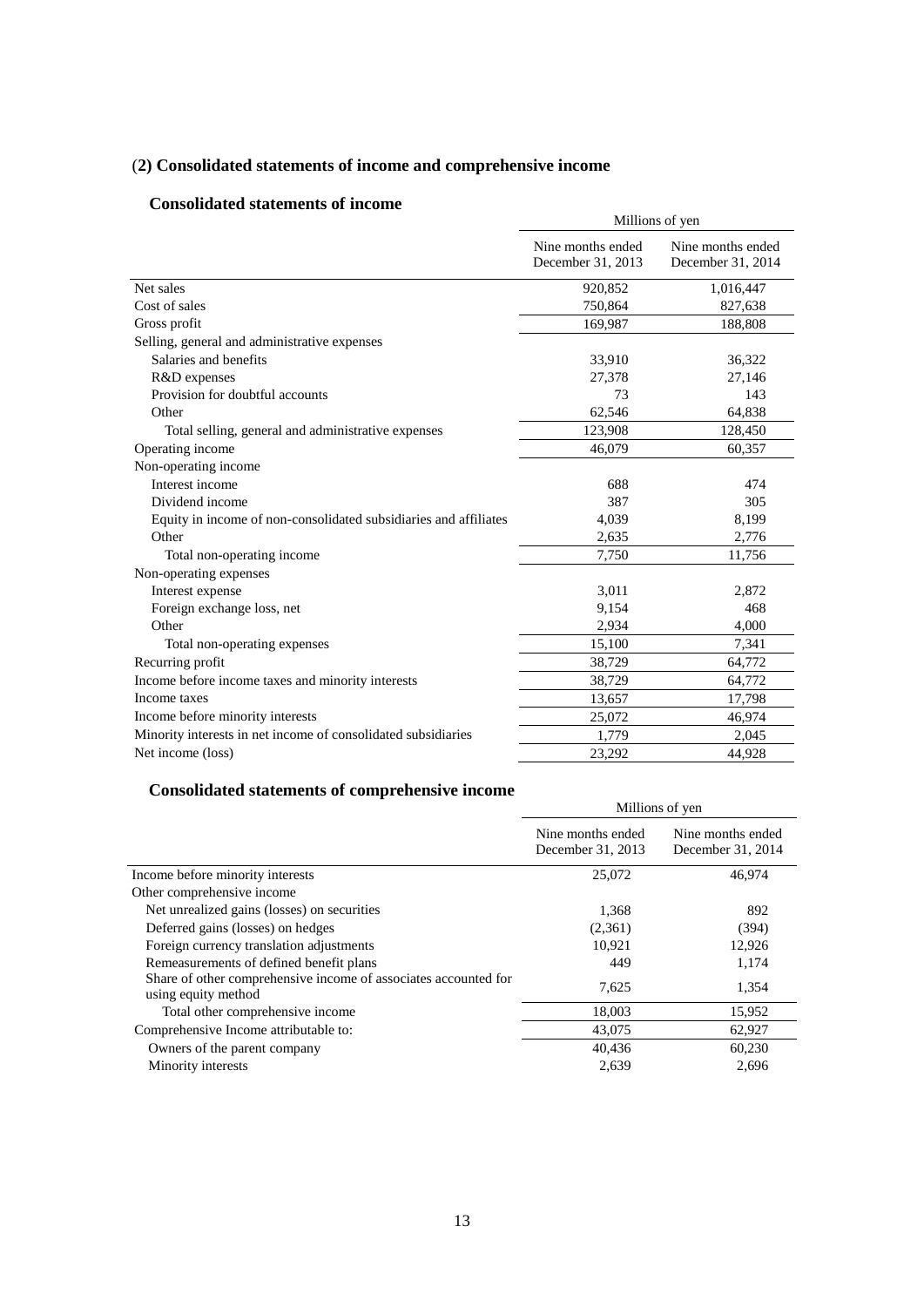## (2) Consolidated statements of income and comprehensive income

### Consolidated statements of income

| | Millions of yen | |
|---|---|---|
| | Nine months ended December 31, 2013 | Nine months ended December 31, 2014 |
| Net sales | 920,852 | 1,016,447 |
| Cost of sales | 750,864 | 827,638 |
| Gross profit | 169,987 | 188,808 |
| Selling, general and administrative expenses | | |
| Salaries and benefits | 33,910 | 36,322 |
| R&D expenses | 27,378 | 27,146 |
| Provision for doubtful accounts | 73 | 143 |
| Other | 62,546 | 64,838 |
| Total selling, general and administrative expenses | 123,908 | 128,450 |
| Operating income | 46,079 | 60,357 |
| Non-operating income | | |
| Interest income | 688 | 474 |
| Dividend income | 387 | 305 |
| Equity in income of non-consolidated subsidiaries and affiliates | 4,039 | 8,199 |
| Other | 2,635 | 2,776 |
| Total non-operating income | 7,750 | 11,756 |
| Non-operating expenses | | |
| Interest expense | 3,011 | 2,872 |
| Foreign exchange loss, net | 9,154 | 468 |
| Other | 2,934 | 4,000 |
| Total non-operating expenses | 15,100 | 7,341 |
| Recurring profit | 38,729 | 64,772 |
| Income before income taxes and minority interests | 38,729 | 64,772 |
| Income taxes | 13,657 | 17,798 |
| Income before minority interests | 25,072 | 46,974 |
| Minority interests in net income of consolidated subsidiaries | 1,779 | 2,045 |
| Net income (loss) | 23,292 | 44,928 |

### Consolidated statements of comprehensive income

| | Millions of yen | |
|---|---|---|
| | Nine months ended December 31, 2013 | Nine months ended December 31, 2014 |
| Income before minority interests | 25,072 | 46,974 |
| Other comprehensive income | | |
| Net unrealized gains (losses) on securities | 1,368 | 892 |
| Deferred gains (losses) on hedges | (2,361) | (394) |
| Foreign currency translation adjustments | 10,921 | 12,926 |
| Remeasurements of defined benefit plans | 449 | 1,174 |
| Share of other comprehensive income of associates accounted for using equity method | 7,625 | 1,354 |
| Total other comprehensive income | 18,003 | 15,952 |
| Comprehensive Income attributable to: | 43,075 | 62,927 |
| Owners of the parent company | 40,436 | 60,230 |
| Minority interests | 2,639 | 2,696 |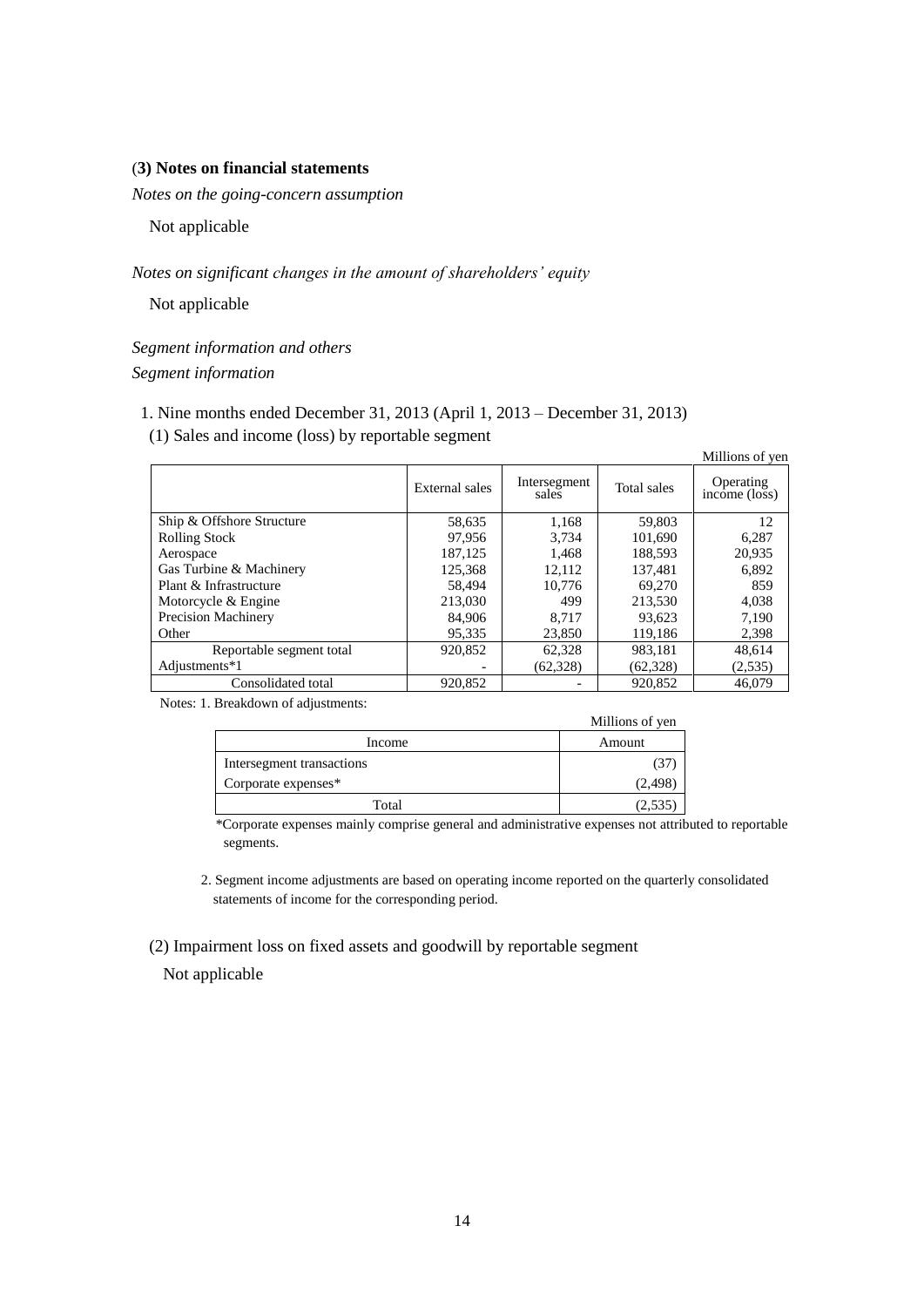### (3) Notes on financial statements

*Notes on the going-concern assumption*

Not applicable

*Notes on significant changes in the amount of shareholders' equity*

Not applicable

*Segment information and others*

*Segment information*

1. Nine months ended December 31, 2013 (April 1, 2013 – December 31, 2013)

(1) Sales and income (loss) by reportable segment

Millions of yen

| | External sales | Intersegment sales | Total sales | Operating income (loss) |
|---|---|---|---|---|
| Ship & Offshore Structure | 58,635 | 1,168 | 59,803 | 12 |
| Rolling Stock | 97,956 | 3,734 | 101,690 | 6,287 |
| Aerospace | 187,125 | 1,468 | 188,593 | 20,935 |
| Gas Turbine & Machinery | 125,368 | 12,112 | 137,481 | 6,892 |
| Plant & Infrastructure | 58,494 | 10,776 | 69,270 | 859 |
| Motorcycle & Engine | 213,030 | 499 | 213,530 | 4,038 |
| Precision Machinery | 84,906 | 8,717 | 93,623 | 7,190 |
| Other | 95,335 | 23,850 | 119,186 | 2,398 |
| Reportable segment total | 920,852 | 62,328 | 983,181 | 48,614 |
| Adjustments*1 | - | (62,328) | (62,328) | (2,535) |
| Consolidated total | 920,852 | - | 920,852 | 46,079 |

Notes: 1. Breakdown of adjustments:

Millions of yen

| Income | Amount |
|---|---|
| Intersegment transactions | (37) |
| Corporate expenses* | (2,498) |
| Total | (2,535) |

*Corporate expenses mainly comprise general and administrative expenses not attributed to reportable segments.

2. Segment income adjustments are based on operating income reported on the quarterly consolidated statements of income for the corresponding period.

(2) Impairment loss on fixed assets and goodwill by reportable segment

Not applicable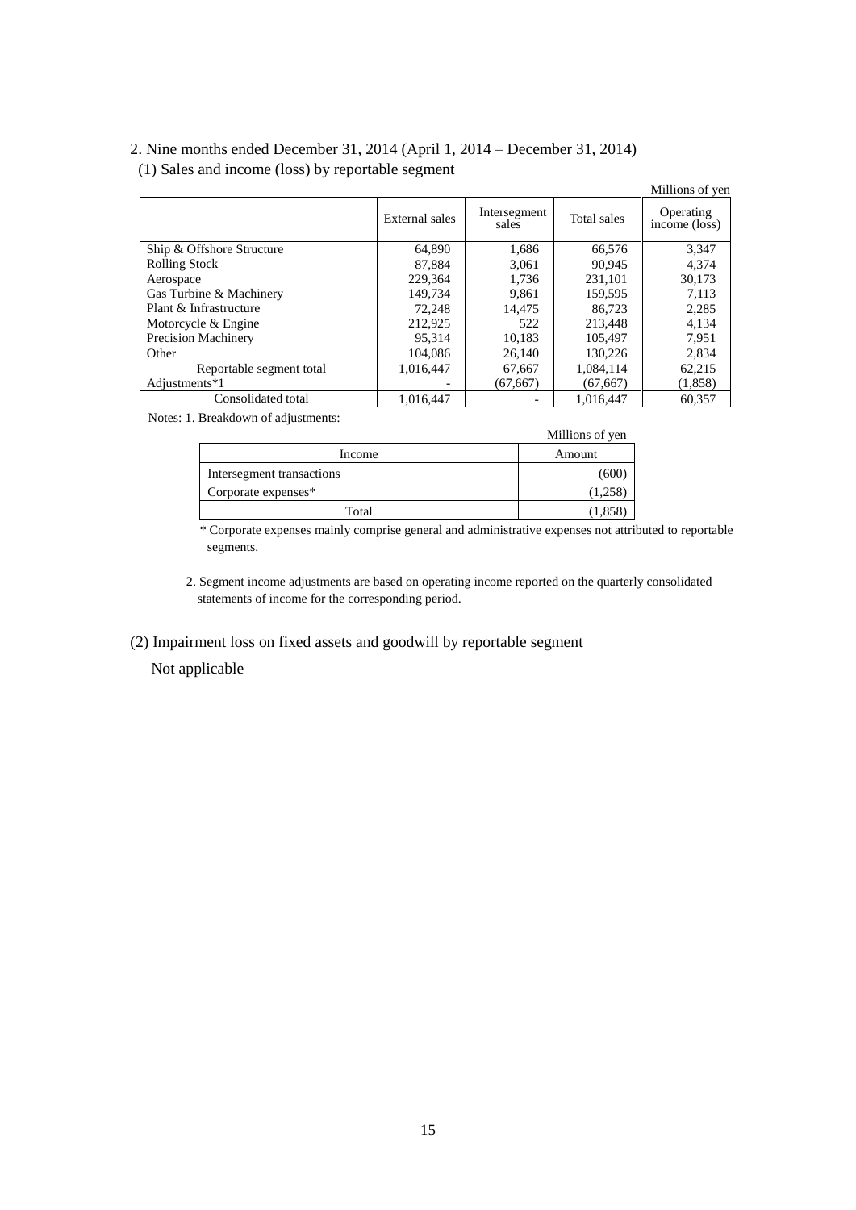2. Nine months ended December 31, 2014 (April 1, 2014 – December 31, 2014)

(1) Sales and income (loss) by reportable segment

Millions of yen

| | External sales | Intersegment sales | Total sales | Operating income (loss) |
|---|---|---|---|---|
| Ship & Offshore Structure | 64,890 | 1,686 | 66,576 | 3,347 |
| Rolling Stock | 87,884 | 3,061 | 90,945 | 4,374 |
| Aerospace | 229,364 | 1,736 | 231,101 | 30,173 |
| Gas Turbine & Machinery | 149,734 | 9,861 | 159,595 | 7,113 |
| Plant & Infrastructure | 72,248 | 14,475 | 86,723 | 2,285 |
| Motorcycle & Engine | 212,925 | 522 | 213,448 | 4,134 |
| Precision Machinery | 95,314 | 10,183 | 105,497 | 7,951 |
| Other | 104,086 | 26,140 | 130,226 | 2,834 |
| Reportable segment total | 1,016,447 | 67,667 | 1,084,114 | 62,215 |
| Adjustments*1 | - | (67,667) | (67,667) | (1,858) |
| Consolidated total | 1,016,447 | - | 1,016,447 | 60,357 |

Notes: 1. Breakdown of adjustments:

Millions of yen

| Income | Amount |
|---|---|
| Intersegment transactions | (600) |
| Corporate expenses* | (1,258) |
| Total | (1,858) |

\* Corporate expenses mainly comprise general and administrative expenses not attributed to reportable segments.

2. Segment income adjustments are based on operating income reported on the quarterly consolidated statements of income for the corresponding period.

(2) Impairment loss on fixed assets and goodwill by reportable segment

Not applicable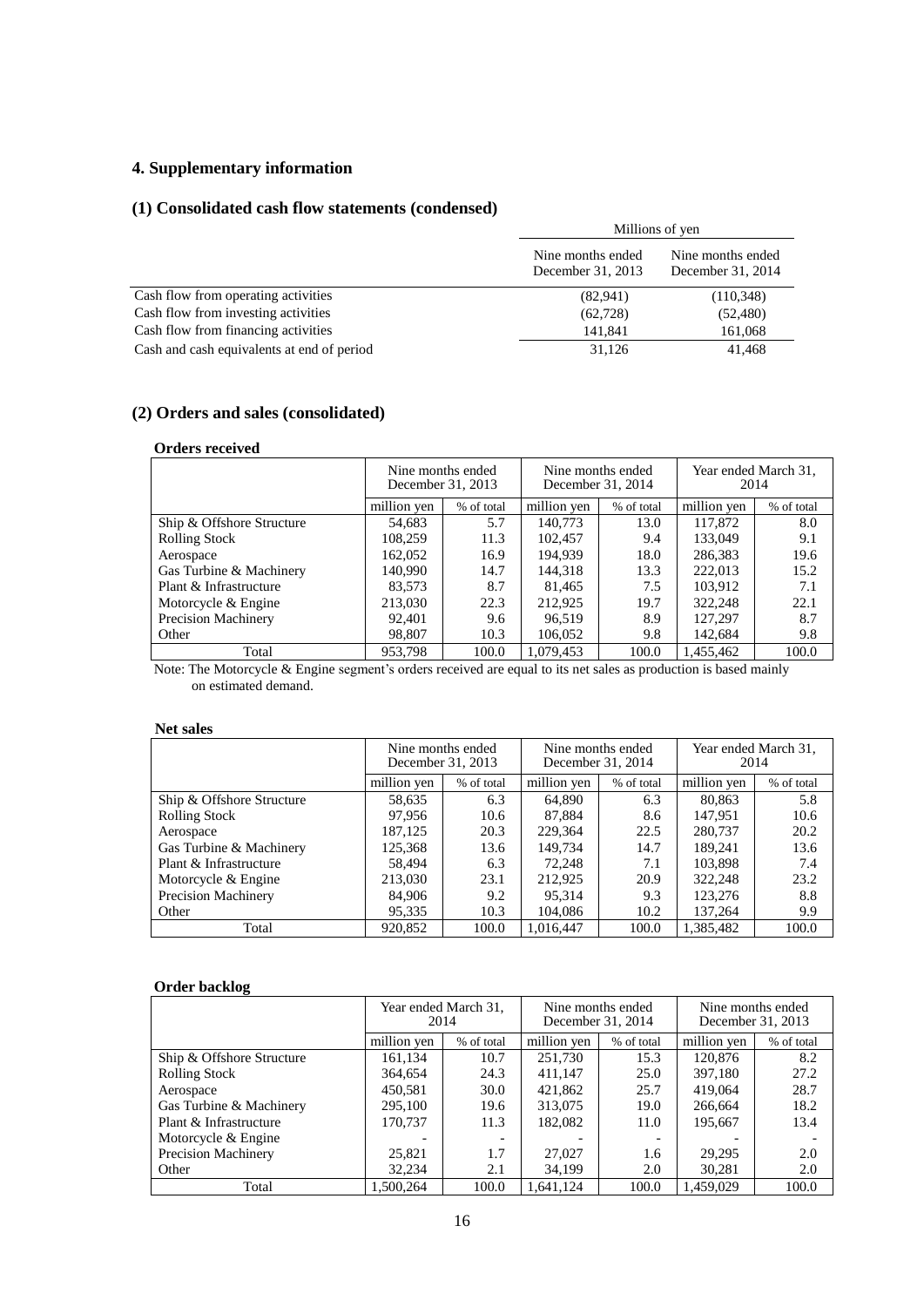## 4. Supplementary information

### (1) Consolidated cash flow statements (condensed)

| | Millions of yen | |
|---|---|---|
| | Nine months ended December 31, 2013 | Nine months ended December 31, 2014 |
| Cash flow from operating activities | (82,941) | (110,348) |
| Cash flow from investing activities | (62,728) | (52,480) |
| Cash flow from financing activities | 141,841 | 161,068 |
| Cash and cash equivalents at end of period | 31,126 | 41,468 |

### (2) Orders and sales (consolidated)

**Orders received**

| | Nine months ended December 31, 2013 | | Nine months ended December 31, 2014 | | Year ended March 31, 2014 | |
|---|---|---|---|---|---|---|
| | million yen | % of total | million yen | % of total | million yen | % of total |
| Ship & Offshore Structure | 54,683 | 5.7 | 140,773 | 13.0 | 117,872 | 8.0 |
| Rolling Stock | 108,259 | 11.3 | 102,457 | 9.4 | 133,049 | 9.1 |
| Aerospace | 162,052 | 16.9 | 194,939 | 18.0 | 286,383 | 19.6 |
| Gas Turbine & Machinery | 140,990 | 14.7 | 144,318 | 13.3 | 222,013 | 15.2 |
| Plant & Infrastructure | 83,573 | 8.7 | 81,465 | 7.5 | 103,912 | 7.1 |
| Motorcycle & Engine | 213,030 | 22.3 | 212,925 | 19.7 | 322,248 | 22.1 |
| Precision Machinery | 92,401 | 9.6 | 96,519 | 8.9 | 127,297 | 8.7 |
| Other | 98,807 | 10.3 | 106,052 | 9.8 | 142,684 | 9.8 |
| Total | 953,798 | 100.0 | 1,079,453 | 100.0 | 1,455,462 | 100.0 |

Note: The Motorcycle & Engine segment's orders received are equal to its net sales as production is based mainly on estimated demand.

**Net sales**

| | Nine months ended December 31, 2013 | | Nine months ended December 31, 2014 | | Year ended March 31, 2014 | |
|---|---|---|---|---|---|---|
| | million yen | % of total | million yen | % of total | million yen | % of total |
| Ship & Offshore Structure | 58,635 | 6.3 | 64,890 | 6.3 | 80,863 | 5.8 |
| Rolling Stock | 97,956 | 10.6 | 87,884 | 8.6 | 147,951 | 10.6 |
| Aerospace | 187,125 | 20.3 | 229,364 | 22.5 | 280,737 | 20.2 |
| Gas Turbine & Machinery | 125,368 | 13.6 | 149,734 | 14.7 | 189,241 | 13.6 |
| Plant & Infrastructure | 58,494 | 6.3 | 72,248 | 7.1 | 103,898 | 7.4 |
| Motorcycle & Engine | 213,030 | 23.1 | 212,925 | 20.9 | 322,248 | 23.2 |
| Precision Machinery | 84,906 | 9.2 | 95,314 | 9.3 | 123,276 | 8.8 |
| Other | 95,335 | 10.3 | 104,086 | 10.2 | 137,264 | 9.9 |
| Total | 920,852 | 100.0 | 1,016,447 | 100.0 | 1,385,482 | 100.0 |

**Order backlog**

| | Year ended March 31, 2014 | | Nine months ended December 31, 2014 | | Nine months ended December 31, 2013 | |
|---|---|---|---|---|---|---|
| | million yen | % of total | million yen | % of total | million yen | % of total |
| Ship & Offshore Structure | 161,134 | 10.7 | 251,730 | 15.3 | 120,876 | 8.2 |
| Rolling Stock | 364,654 | 24.3 | 411,147 | 25.0 | 397,180 | 27.2 |
| Aerospace | 450,581 | 30.0 | 421,862 | 25.7 | 419,064 | 28.7 |
| Gas Turbine & Machinery | 295,100 | 19.6 | 313,075 | 19.0 | 266,664 | 18.2 |
| Plant & Infrastructure | 170,737 | 11.3 | 182,082 | 11.0 | 195,667 | 13.4 |
| Motorcycle & Engine | - | - | - | - | - | - |
| Precision Machinery | 25,821 | 1.7 | 27,027 | 1.6 | 29,295 | 2.0 |
| Other | 32,234 | 2.1 | 34,199 | 2.0 | 30,281 | 2.0 |
| Total | 1,500,264 | 100.0 | 1,641,124 | 100.0 | 1,459,029 | 100.0 |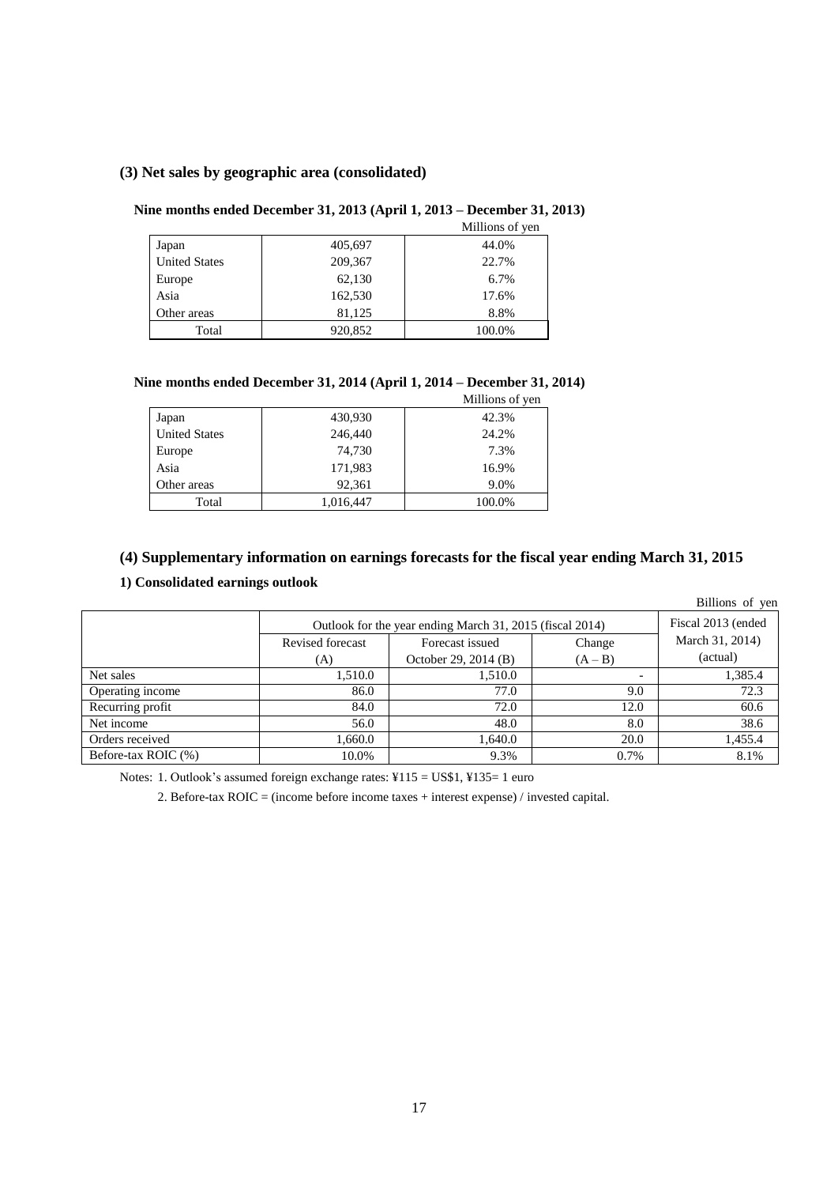### (3) Net sales by geographic area (consolidated)

**Nine months ended December 31, 2013 (April 1, 2013 – December 31, 2013)**

Millions of yen

| | | |
|---|---|---|
| Japan | 405,697 | 44.0% |
| United States | 209,367 | 22.7% |
| Europe | 62,130 | 6.7% |
| Asia | 162,530 | 17.6% |
| Other areas | 81,125 | 8.8% |
| Total | 920,852 | 100.0% |

**Nine months ended December 31, 2014 (April 1, 2014 – December 31, 2014)**

Millions of yen

| | | |
|---|---|---|
| Japan | 430,930 | 42.3% |
| United States | 246,440 | 24.2% |
| Europe | 74,730 | 7.3% |
| Asia | 171,983 | 16.9% |
| Other areas | 92,361 | 9.0% |
| Total | 1,016,447 | 100.0% |

### (4) Supplementary information on earnings forecasts for the fiscal year ending March 31, 2015

**1) Consolidated earnings outlook**

Billions of yen

| | Outlook for the year ending March 31, 2015 (fiscal 2014) | | | Fiscal 2013 (ended March 31, 2014) (actual) |
|---|---|---|---|---|
| | Revised forecast (A) | Forecast issued October 29, 2014 (B) | Change (A – B) | |
| Net sales | 1,510.0 | 1,510.0 | - | 1,385.4 |
| Operating income | 86.0 | 77.0 | 9.0 | 72.3 |
| Recurring profit | 84.0 | 72.0 | 12.0 | 60.6 |
| Net income | 56.0 | 48.0 | 8.0 | 38.6 |
| Orders received | 1,660.0 | 1,640.0 | 20.0 | 1,455.4 |
| Before-tax ROIC (%) | 10.0% | 9.3% | 0.7% | 8.1% |

Notes: 1. Outlook's assumed foreign exchange rates: ¥115 = US$1, ¥135= 1 euro

2. Before-tax ROIC = (income before income taxes + interest expense) / invested capital.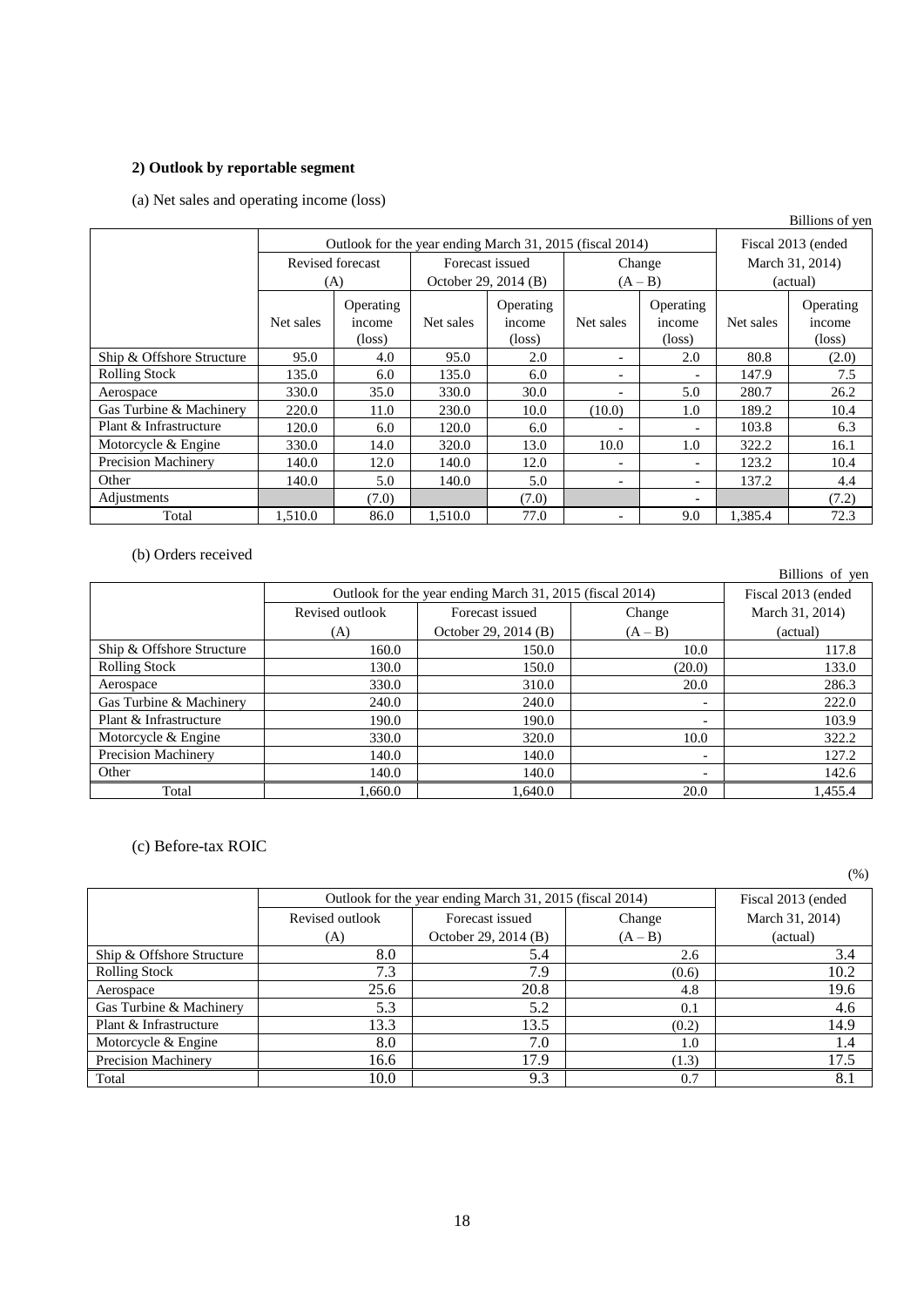**2) Outlook by reportable segment**

(a) Net sales and operating income (loss)

Billions of yen

| | Outlook for the year ending March 31, 2015 (fiscal 2014) | | | | | | Fiscal 2013 (ended March 31, 2014) (actual) | |
|---|---|---|---|---|---|---|---|---|
| | Revised forecast (A) | | Forecast issued October 29, 2014 (B) | | Change (A – B) | | | |
| | Net sales | Operating income (loss) | Net sales | Operating income (loss) | Net sales | Operating income (loss) | Net sales | Operating income (loss) |
| Ship & Offshore Structure | 95.0 | 4.0 | 95.0 | 2.0 | - | 2.0 | 80.8 | (2.0) |
| Rolling Stock | 135.0 | 6.0 | 135.0 | 6.0 | - | - | 147.9 | 7.5 |
| Aerospace | 330.0 | 35.0 | 330.0 | 30.0 | - | 5.0 | 280.7 | 26.2 |
| Gas Turbine & Machinery | 220.0 | 11.0 | 230.0 | 10.0 | (10.0) | 1.0 | 189.2 | 10.4 |
| Plant & Infrastructure | 120.0 | 6.0 | 120.0 | 6.0 | - | - | 103.8 | 6.3 |
| Motorcycle & Engine | 330.0 | 14.0 | 320.0 | 13.0 | 10.0 | 1.0 | 322.2 | 16.1 |
| Precision Machinery | 140.0 | 12.0 | 140.0 | 12.0 | - | - | 123.2 | 10.4 |
| Other | 140.0 | 5.0 | 140.0 | 5.0 | - | - | 137.2 | 4.4 |
| Adjustments | | (7.0) | | (7.0) | | - | | (7.2) |
| Total | 1,510.0 | 86.0 | 1,510.0 | 77.0 | - | 9.0 | 1,385.4 | 72.3 |

(b) Orders received

Billions of yen

| | Outlook for the year ending March 31, 2015 (fiscal 2014) | | | Fiscal 2013 (ended March 31, 2014) (actual) |
|---|---|---|---|---|
| | Revised outlook (A) | Forecast issued October 29, 2014 (B) | Change (A – B) | |
| Ship & Offshore Structure | 160.0 | 150.0 | 10.0 | 117.8 |
| Rolling Stock | 130.0 | 150.0 | (20.0) | 133.0 |
| Aerospace | 330.0 | 310.0 | 20.0 | 286.3 |
| Gas Turbine & Machinery | 240.0 | 240.0 | - | 222.0 |
| Plant & Infrastructure | 190.0 | 190.0 | - | 103.9 |
| Motorcycle & Engine | 330.0 | 320.0 | 10.0 | 322.2 |
| Precision Machinery | 140.0 | 140.0 | - | 127.2 |
| Other | 140.0 | 140.0 | - | 142.6 |
| Total | 1,660.0 | 1,640.0 | 20.0 | 1,455.4 |

(c) Before-tax ROIC

(%)

| | Outlook for the year ending March 31, 2015 (fiscal 2014) | | | Fiscal 2013 (ended March 31, 2014) (actual) |
|---|---|---|---|---|
| | Revised outlook (A) | Forecast issued October 29, 2014 (B) | Change (A – B) | |
| Ship & Offshore Structure | 8.0 | 5.4 | 2.6 | 3.4 |
| Rolling Stock | 7.3 | 7.9 | (0.6) | 10.2 |
| Aerospace | 25.6 | 20.8 | 4.8 | 19.6 |
| Gas Turbine & Machinery | 5.3 | 5.2 | 0.1 | 4.6 |
| Plant & Infrastructure | 13.3 | 13.5 | (0.2) | 14.9 |
| Motorcycle & Engine | 8.0 | 7.0 | 1.0 | 1.4 |
| Precision Machinery | 16.6 | 17.9 | (1.3) | 17.5 |
| Total | 10.0 | 9.3 | 0.7 | 8.1 |